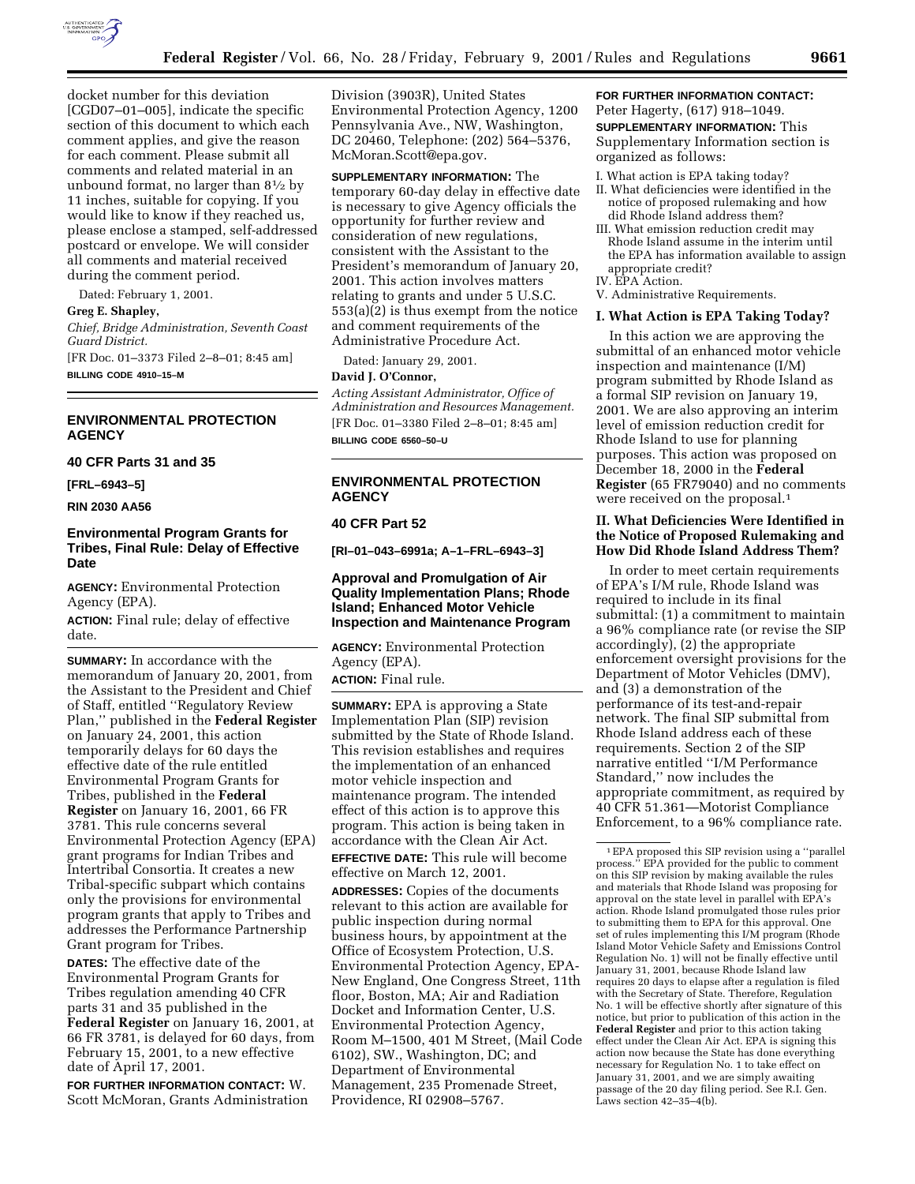docket number for this deviation [CGD07–01–005], indicate the specific section of this document to which each comment applies, and give the reason for each comment. Please submit all comments and related material in an unbound format, no larger than 8½ by 11 inches, suitable for copying. If you would like to know if they reached us, please enclose a stamped, self-addressed postcard or envelope. We will consider all comments and material received during the comment period.

Dated: February 1, 2001.

**Greg E. Shapley,**

*Chief, Bridge Administration, Seventh Coast Guard District.*

[FR Doc. 01–3373 Filed 2–8–01; 8:45 am]

**BILLING CODE 4910–15–M**

---

## ENVIRONMENTAL PROTECTION AGENCY

### 40 CFR Parts 31 and 35

**[FRL–6943–5]**

**RIN 2030 AA56**

### Environmental Program Grants for Tribes, Final Rule: Delay of Effective Date

**AGENCY:** Environmental Protection Agency (EPA).

**ACTION:** Final rule; delay of effective date.

**SUMMARY:** In accordance with the memorandum of January 20, 2001, from the Assistant to the President and Chief of Staff, entitled ''Regulatory Review Plan,'' published in the **Federal Register** on January 24, 2001, this action temporarily delays for 60 days the effective date of the rule entitled Environmental Program Grants for Tribes, published in the **Federal Register** on January 16, 2001, 66 FR 3781. This rule concerns several Environmental Protection Agency (EPA) grant programs for Indian Tribes and Intertribal Consortia. It creates a new Tribal-specific subpart which contains only the provisions for environmental program grants that apply to Tribes and addresses the Performance Partnership Grant program for Tribes.

**DATES:** The effective date of the Environmental Program Grants for Tribes regulation amending 40 CFR parts 31 and 35 published in the **Federal Register** on January 16, 2001, at 66 FR 3781, is delayed for 60 days, from February 15, 2001, to a new effective date of April 17, 2001.

**FOR FURTHER INFORMATION CONTACT:** W. Scott McMoran, Grants Administration Division (3903R), United States Environmental Protection Agency, 1200 Pennsylvania Ave., NW, Washington, DC 20460, Telephone: (202) 564–5376, McMoran.Scott@epa.gov.

**SUPPLEMENTARY INFORMATION:** The temporary 60-day delay in effective date is necessary to give Agency officials the opportunity for further review and consideration of new regulations, consistent with the Assistant to the President's memorandum of January 20, 2001. This action involves matters relating to grants and under 5 U.S.C. 553(a)(2) is thus exempt from the notice and comment requirements of the Administrative Procedure Act.

Dated: January 29, 2001.

**David J. O'Connor,**

*Acting Assistant Administrator, Office of Administration and Resources Management.*

[FR Doc. 01–3380 Filed 2–8–01; 8:45 am]

**BILLING CODE 6560–50–U**

---

## ENVIRONMENTAL PROTECTION AGENCY

### 40 CFR Part 52

**[RI–01–043–6991a; A–1–FRL–6943–3]**

### Approval and Promulgation of Air Quality Implementation Plans; Rhode Island; Enhanced Motor Vehicle Inspection and Maintenance Program

**AGENCY:** Environmental Protection Agency (EPA).

**ACTION:** Final rule.

**SUMMARY:** EPA is approving a State Implementation Plan (SIP) revision submitted by the State of Rhode Island. This revision establishes and requires the implementation of an enhanced motor vehicle inspection and maintenance program. The intended effect of this action is to approve this program. This action is being taken in accordance with the Clean Air Act.

**EFFECTIVE DATE:** This rule will become effective on March 12, 2001.

**ADDRESSES:** Copies of the documents relevant to this action are available for public inspection during normal business hours, by appointment at the Office of Ecosystem Protection, U.S. Environmental Protection Agency, EPA-New England, One Congress Street, 11th floor, Boston, MA; Air and Radiation Docket and Information Center, U.S. Environmental Protection Agency, Room M–1500, 401 M Street, (Mail Code 6102), SW., Washington, DC; and Department of Environmental Management, 235 Promenade Street, Providence, RI 02908–5767.

**FOR FURTHER INFORMATION CONTACT:** Peter Hagerty, (617) 918–1049.

**SUPPLEMENTARY INFORMATION:** This Supplementary Information section is organized as follows:

I. What action is EPA taking today?
II. What deficiencies were identified in the notice of proposed rulemaking and how did Rhode Island address them?
III. What emission reduction credit may Rhode Island assume in the interim until the EPA has information available to assign appropriate credit?
IV. EPA Action.
V. Administrative Requirements.

#### I. What Action is EPA Taking Today?

In this action we are approving the submittal of an enhanced motor vehicle inspection and maintenance (I/M) program submitted by Rhode Island as a formal SIP revision on January 19, 2001. We are also approving an interim level of emission reduction credit for Rhode Island to use for planning purposes. This action was proposed on December 18, 2000 in the **Federal Register** (65 FR79040) and no comments were received on the proposal.[1]

#### II. What Deficiencies Were Identified in the Notice of Proposed Rulemaking and How Did Rhode Island Address Them?

In order to meet certain requirements of EPA's I/M rule, Rhode Island was required to include in its final submittal: (1) a commitment to maintain a 96% compliance rate (or revise the SIP accordingly), (2) the appropriate enforcement oversight provisions for the Department of Motor Vehicles (DMV), and (3) a demonstration of the performance of its test-and-repair network. The final SIP submittal from Rhode Island address each of these requirements. Section 2 of the SIP narrative entitled ''I/M Performance Standard,'' now includes the appropriate commitment, as required by 40 CFR 51.361—Motorist Compliance Enforcement, to a 96% compliance rate.

---

[1] EPA proposed this SIP revision using a ''parallel process.'' EPA provided for the public to comment on this SIP revision by making available the rules and materials that Rhode Island was proposing for approval on the state level in parallel with EPA's action. Rhode Island promulgated those rules prior to submitting them to EPA for this approval. One set of rules implementing this I/M program (Rhode Island Motor Vehicle Safety and Emissions Control Regulation No. 1) will not be finally effective until January 31, 2001, because Rhode Island law requires 20 days to elapse after a regulation is filed with the Secretary of State. Therefore, Regulation No. 1 will be effective shortly after signature of this notice, but prior to publication of this action in the **Federal Register** and prior to this action taking effect under the Clean Air Act. EPA is signing this action now because the State has done everything necessary for Regulation No. 1 to take effect on January 31, 2001, and we are simply awaiting passage of the 20 day filing period. See R.I. Gen. Laws section 42–35–4(b).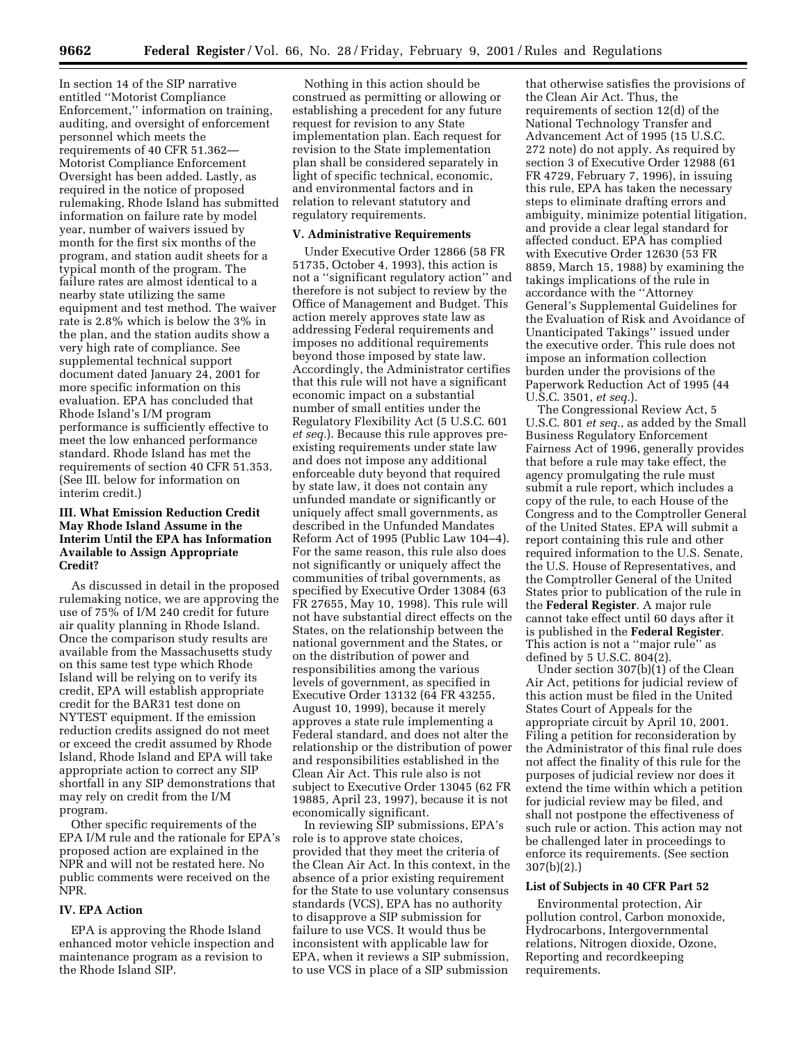In section 14 of the SIP narrative entitled ''Motorist Compliance Enforcement,'' information on training, auditing, and oversight of enforcement personnel which meets the requirements of 40 CFR 51.362—Motorist Compliance Enforcement Oversight has been added. Lastly, as required in the notice of proposed rulemaking, Rhode Island has submitted information on failure rate by model year, number of waivers issued by month for the first six months of the program, and station audit sheets for a typical month of the program. The failure rates are almost identical to a nearby state utilizing the same equipment and test method. The waiver rate is 2.8% which is below the 3% in the plan, and the station audits show a very high rate of compliance. See supplemental technical support document dated January 24, 2001 for more specific information on this evaluation. EPA has concluded that Rhode Island's I/M program performance is sufficiently effective to meet the low enhanced performance standard. Rhode Island has met the requirements of section 40 CFR 51.353. (See III. below for information on interim credit.)

### III. What Emission Reduction Credit May Rhode Island Assume in the Interim Until the EPA has Information Available to Assign Appropriate Credit?

As discussed in detail in the proposed rulemaking notice, we are approving the use of 75% of I/M 240 credit for future air quality planning in Rhode Island. Once the comparison study results are available from the Massachusetts study on this same test type which Rhode Island will be relying on to verify its credit, EPA will establish appropriate credit for the BAR31 test done on NYTEST equipment. If the emission reduction credits assigned do not meet or exceed the credit assumed by Rhode Island, Rhode Island and EPA will take appropriate action to correct any SIP shortfall in any SIP demonstrations that may rely on credit from the I/M program.

Other specific requirements of the EPA I/M rule and the rationale for EPA's proposed action are explained in the NPR and will not be restated here. No public comments were received on the NPR.

### IV. EPA Action

EPA is approving the Rhode Island enhanced motor vehicle inspection and maintenance program as a revision to the Rhode Island SIP.

Nothing in this action should be construed as permitting or allowing or establishing a precedent for any future request for revision to any State implementation plan. Each request for revision to the State implementation plan shall be considered separately in light of specific technical, economic, and environmental factors and in relation to relevant statutory and regulatory requirements.

### V. Administrative Requirements

Under Executive Order 12866 (58 FR 51735, October 4, 1993), this action is not a ''significant regulatory action'' and therefore is not subject to review by the Office of Management and Budget. This action merely approves state law as addressing Federal requirements and imposes no additional requirements beyond those imposed by state law. Accordingly, the Administrator certifies that this rule will not have a significant economic impact on a substantial number of small entities under the Regulatory Flexibility Act (5 U.S.C. 601 *et seq.*). Because this rule approves pre-existing requirements under state law and does not impose any additional enforceable duty beyond that required by state law, it does not contain any unfunded mandate or significantly or uniquely affect small governments, as described in the Unfunded Mandates Reform Act of 1995 (Public Law 104–4). For the same reason, this rule also does not significantly or uniquely affect the communities of tribal governments, as specified by Executive Order 13084 (63 FR 27655, May 10, 1998). This rule will not have substantial direct effects on the States, on the relationship between the national government and the States, or on the distribution of power and responsibilities among the various levels of government, as specified in Executive Order 13132 (64 FR 43255, August 10, 1999), because it merely approves a state rule implementing a Federal standard, and does not alter the relationship or the distribution of power and responsibilities established in the Clean Air Act. This rule also is not subject to Executive Order 13045 (62 FR 19885, April 23, 1997), because it is not economically significant.

In reviewing SIP submissions, EPA's role is to approve state choices, provided that they meet the criteria of the Clean Air Act. In this context, in the absence of a prior existing requirement for the State to use voluntary consensus standards (VCS), EPA has no authority to disapprove a SIP submission for failure to use VCS. It would thus be inconsistent with applicable law for EPA, when it reviews a SIP submission, to use VCS in place of a SIP submission that otherwise satisfies the provisions of the Clean Air Act. Thus, the requirements of section 12(d) of the National Technology Transfer and Advancement Act of 1995 (15 U.S.C. 272 note) do not apply. As required by section 3 of Executive Order 12988 (61 FR 4729, February 7, 1996), in issuing this rule, EPA has taken the necessary steps to eliminate drafting errors and ambiguity, minimize potential litigation, and provide a clear legal standard for affected conduct. EPA has complied with Executive Order 12630 (53 FR 8859, March 15, 1988) by examining the takings implications of the rule in accordance with the ''Attorney General's Supplemental Guidelines for the Evaluation of Risk and Avoidance of Unanticipated Takings'' issued under the executive order. This rule does not impose an information collection burden under the provisions of the Paperwork Reduction Act of 1995 (44 U.S.C. 3501, *et seq.*).

The Congressional Review Act, 5 U.S.C. 801 *et seq.*, as added by the Small Business Regulatory Enforcement Fairness Act of 1996, generally provides that before a rule may take effect, the agency promulgating the rule must submit a rule report, which includes a copy of the rule, to each House of the Congress and to the Comptroller General of the United States. EPA will submit a report containing this rule and other required information to the U.S. Senate, the U.S. House of Representatives, and the Comptroller General of the United States prior to publication of the rule in the **Federal Register**. A major rule cannot take effect until 60 days after it is published in the **Federal Register**. This action is not a ''major rule'' as defined by 5 U.S.C. 804(2).

Under section 307(b)(1) of the Clean Air Act, petitions for judicial review of this action must be filed in the United States Court of Appeals for the appropriate circuit by April 10, 2001. Filing a petition for reconsideration by the Administrator of this final rule does not affect the finality of this rule for the purposes of judicial review nor does it extend the time within which a petition for judicial review may be filed, and shall not postpone the effectiveness of such rule or action. This action may not be challenged later in proceedings to enforce its requirements. (See section 307(b)(2).)

### List of Subjects in 40 CFR Part 52

Environmental protection, Air pollution control, Carbon monoxide, Hydrocarbons, Intergovernmental relations, Nitrogen dioxide, Ozone, Reporting and recordkeeping requirements.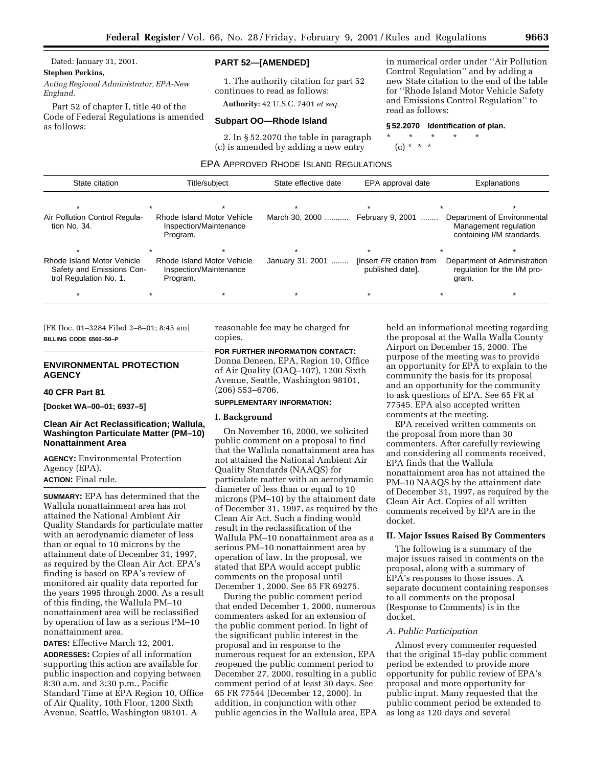Dated: January 31, 2001.

**Stephen Perkins,**

*Acting Regional Administrator, EPA-New England.*

Part 52 of chapter I, title 40 of the Code of Federal Regulations is amended as follows:

## PART 52—[AMENDED]

1. The authority citation for part 52 continues to read as follows:

**Authority:** 42 U.S.C. 7401 *et seq.*

### Subpart OO—Rhode Island

2. In § 52.2070 the table in paragraph (c) is amended by adding a new entry in numerical order under ''Air Pollution Control Regulation'' and by adding a new State citation to the end of the table for ''Rhode Island Motor Vehicle Safety and Emissions Control Regulation'' to read as follows:

**§ 52.2070 Identification of plan.**

\* \* \* \* \*

(c) \* \* \*

EPA APPROVED RHODE ISLAND REGULATIONS

| State citation | Title/subject | State effective date | EPA approval date | Explanations |
|---|---|---|---|---|
| * * | * | * | * * | * |
| Air Pollution Control Regulation No. 34. | Rhode Island Motor Vehicle Inspection/Maintenance Program. | March 30, 2000 | February 9, 2001 | Department of Environmental Management regulation containing I/M standards. |
| * * | * | * | * * | * |
| Rhode Island Motor Vehicle Safety and Emissions Control Regulation No. 1. | Rhode Island Motor Vehicle Inspection/Maintenance Program. | January 31, 2001 | [Insert *FR* citation from published date]. | Department of Administration regulation for the I/M program. |
| * * | * | * | * * | * |

[FR Doc. 01–3284 Filed 2–8–01; 8:45 am]

**BILLING CODE 6560–50–P**

---

## ENVIRONMENTAL PROTECTION AGENCY

### 40 CFR Part 81

**[Docket WA–00–01; 6937–5]**

### Clean Air Act Reclassification; Wallula, Washington Particulate Matter (PM–10) Nonattainment Area

**AGENCY:** Environmental Protection Agency (EPA).

**ACTION:** Final rule.

**SUMMARY:** EPA has determined that the Wallula nonattainment area has not attained the National Ambient Air Quality Standards for particulate matter with an aerodynamic diameter of less than or equal to 10 microns by the attainment date of December 31, 1997, as required by the Clean Air Act. EPA's finding is based on EPA's review of monitored air quality data reported for the years 1995 through 2000. As a result of this finding, the Wallula PM–10 nonattainment area will be reclassified by operation of law as a serious PM–10 nonattainment area.

**DATES:** Effective March 12, 2001.

**ADDRESSES:** Copies of all information supporting this action are available for public inspection and copying between 8:30 a.m. and 3:30 p.m., Pacific Standard Time at EPA Region 10, Office of Air Quality, 10th Floor, 1200 Sixth Avenue, Seattle, Washington 98101. A reasonable fee may be charged for copies.

**FOR FURTHER INFORMATION CONTACT:** Donna Deneen, EPA, Region 10, Office of Air Quality (OAQ–107), 1200 Sixth Avenue, Seattle, Washington 98101, (206) 553–6706.

**SUPPLEMENTARY INFORMATION:**

#### I. Background

On November 16, 2000, we solicited public comment on a proposal to find that the Wallula nonattainment area has not attained the National Ambient Air Quality Standards (NAAQS) for particulate matter with an aerodynamic diameter of less than or equal to 10 microns (PM–10) by the attainment date of December 31, 1997, as required by the Clean Air Act. Such a finding would result in the reclassification of the Wallula PM–10 nonattainment area as a serious PM–10 nonattainment area by operation of law. In the proposal, we stated that EPA would accept public comments on the proposal until December 1, 2000. See 65 FR 69275.

During the public comment period that ended December 1, 2000, numerous commenters asked for an extension of the public comment period. In light of the significant public interest in the proposal and in response to the numerous request for an extension, EPA reopened the public comment period to December 27, 2000, resulting in a public comment period of at least 30 days. See 65 FR 77544 (December 12, 2000). In addition, in conjunction with other public agencies in the Wallula area, EPA held an informational meeting regarding the proposal at the Walla Walla County Airport on December 15, 2000. The purpose of the meeting was to provide an opportunity for EPA to explain to the community the basis for its proposal and an opportunity for the community to ask questions of EPA. See 65 FR at 77545. EPA also accepted written comments at the meeting.

EPA received written comments on the proposal from more than 30 commenters. After carefully reviewing and considering all comments received, EPA finds that the Wallula nonattainment area has not attained the PM–10 NAAQS by the attainment date of December 31, 1997, as required by the Clean Air Act. Copies of all written comments received by EPA are in the docket.

#### II. Major Issues Raised By Commenters

The following is a summary of the major issues raised in comments on the proposal, along with a summary of EPA's responses to those issues. A separate document containing responses to all comments on the proposal (Response to Comments) is in the docket.

*A. Public Participation*

Almost every commenter requested that the original 15-day public comment period be extended to provide more opportunity for public review of EPA's proposal and more opportunity for public input. Many requested that the public comment period be extended to as long as 120 days and several